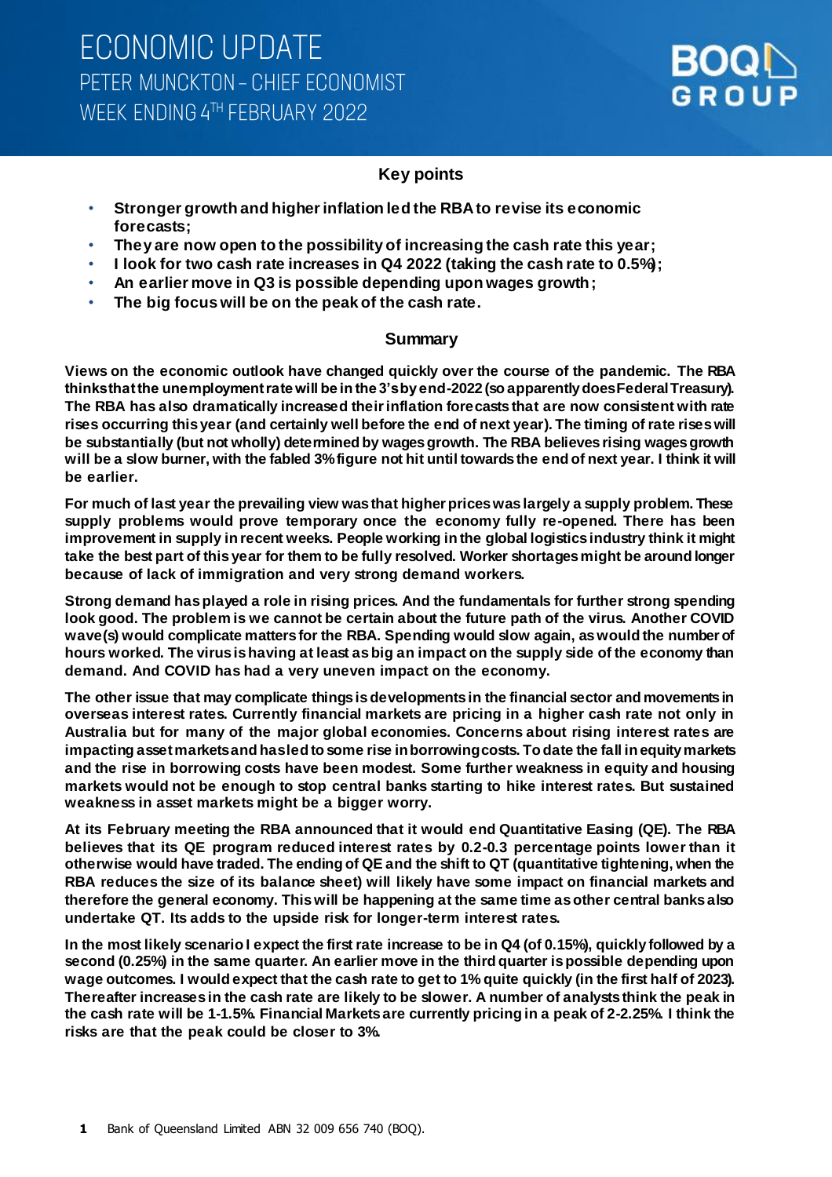# ECONOMIC UPDATE
## PETER MUNCKTON – CHIEF ECONOMIST
## WEEK ENDING 4TH FEBRUARY 2022

BOQ GROUP

### Key points

- **Stronger growth and higher inflation led the RBA to revise its economic forecasts;**
- **They are now open to the possibility of increasing the cash rate this year;**
- **I look for two cash rate increases in Q4 2022 (taking the cash rate to 0.5%);**
- **An earlier move in Q3 is possible depending upon wages growth;**
- **The big focus will be on the peak of the cash rate.**

### Summary

**Views on the economic outlook have changed quickly over the course of the pandemic. The RBA thinks that the unemployment rate will be in the 3's by end-2022 (so apparently does Federal Treasury). The RBA has also dramatically increased their inflation forecasts that are now consistent with rate rises occurring this year (and certainly well before the end of next year). The timing of rate rises will be substantially (but not wholly) determined by wages growth. The RBA believes rising wages growth will be a slow burner, with the fabled 3% figure not hit until towards the end of next year. I think it will be earlier.**

**For much of last year the prevailing view was that higher prices was largely a supply problem. These supply problems would prove temporary once the economy fully re-opened. There has been improvement in supply in recent weeks. People working in the global logistics industry think it might take the best part of this year for them to be fully resolved. Worker shortages might be around longer because of lack of immigration and very strong demand workers.**

**Strong demand has played a role in rising prices. And the fundamentals for further strong spending look good. The problem is we cannot be certain about the future path of the virus. Another COVID wave(s) would complicate matters for the RBA. Spending would slow again, as would the number of hours worked. The virus is having at least as big an impact on the supply side of the economy than demand. And COVID has had a very uneven impact on the economy.**

**The other issue that may complicate things is developments in the financial sector and movements in overseas interest rates. Currently financial markets are pricing in a higher cash rate not only in Australia but for many of the major global economies. Concerns about rising interest rates are impacting asset markets and has led to some rise in borrowing costs. To date the fall in equity markets and the rise in borrowing costs have been modest. Some further weakness in equity and housing markets would not be enough to stop central banks starting to hike interest rates. But sustained weakness in asset markets might be a bigger worry.**

**At its February meeting the RBA announced that it would end Quantitative Easing (QE). The RBA believes that its QE program reduced interest rates by 0.2-0.3 percentage points lower than it otherwise would have traded. The ending of QE and the shift to QT (quantitative tightening, when the RBA reduces the size of its balance sheet) will likely have some impact on financial markets and therefore the general economy. This will be happening at the same time as other central banks also undertake QT. Its adds to the upside risk for longer-term interest rates.**

**In the most likely scenario I expect the first rate increase to be in Q4 (of 0.15%), quickly followed by a second (0.25%) in the same quarter. An earlier move in the third quarter is possible depending upon wage outcomes. I would expect that the cash rate to get to 1% quite quickly (in the first half of 2023). Thereafter increases in the cash rate are likely to be slower. A number of analysts think the peak in the cash rate will be 1-1.5%. Financial Markets are currently pricing in a peak of 2-2.25%. I think the risks are that the peak could be closer to 3%.**

Bank of Queensland Limited ABN 32 009 656 740 (BOQ).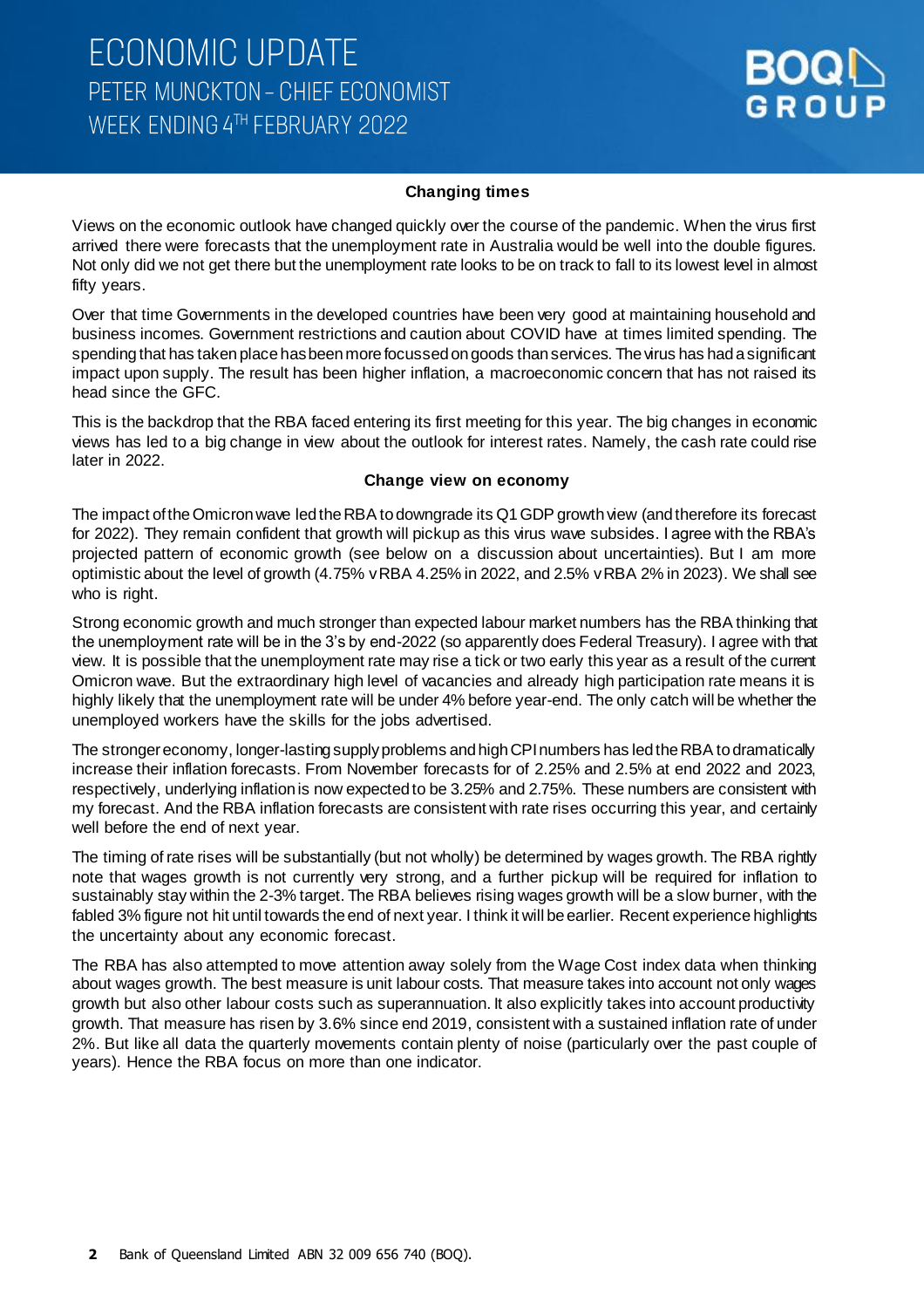# ECONOMIC UPDATE

PETER MUNCKTON – CHIEF ECONOMIST

WEEK ENDING 4TH FEBRUARY 2022

## Changing times

Views on the economic outlook have changed quickly over the course of the pandemic. When the virus first arrived there were forecasts that the unemployment rate in Australia would be well into the double figures. Not only did we not get there but the unemployment rate looks to be on track to fall to its lowest level in almost fifty years.

Over that time Governments in the developed countries have been very good at maintaining household and business incomes. Government restrictions and caution about COVID have at times limited spending. The spending that has taken place has been more focussed on goods than services. The virus has had a significant impact upon supply. The result has been higher inflation, a macroeconomic concern that has not raised its head since the GFC.

This is the backdrop that the RBA faced entering its first meeting for this year. The big changes in economic views has led to a big change in view about the outlook for interest rates. Namely, the cash rate could rise later in 2022.

## Change view on economy

The impact of the Omicron wave led the RBA to downgrade its Q1 GDP growth view (and therefore its forecast for 2022). They remain confident that growth will pickup as this virus wave subsides. I agree with the RBA's projected pattern of economic growth (see below on a discussion about uncertainties). But I am more optimistic about the level of growth (4.75% v RBA 4.25% in 2022, and 2.5% v RBA 2% in 2023). We shall see who is right.

Strong economic growth and much stronger than expected labour market numbers has the RBA thinking that the unemployment rate will be in the 3's by end-2022 (so apparently does Federal Treasury). I agree with that view. It is possible that the unemployment rate may rise a tick or two early this year as a result of the current Omicron wave. But the extraordinary high level of vacancies and already high participation rate means it is highly likely that the unemployment rate will be under 4% before year-end. The only catch will be whether the unemployed workers have the skills for the jobs advertised.

The stronger economy, longer-lasting supply problems and high CPI numbers has led the RBA to dramatically increase their inflation forecasts. From November forecasts for of 2.25% and 2.5% at end 2022 and 2023, respectively, underlying inflation is now expected to be 3.25% and 2.75%. These numbers are consistent with my forecast. And the RBA inflation forecasts are consistent with rate rises occurring this year, and certainly well before the end of next year.

The timing of rate rises will be substantially (but not wholly) be determined by wages growth. The RBA rightly note that wages growth is not currently very strong, and a further pickup will be required for inflation to sustainably stay within the 2-3% target. The RBA believes rising wages growth will be a slow burner, with the fabled 3% figure not hit until towards the end of next year. I think it will be earlier. Recent experience highlights the uncertainty about any economic forecast.

The RBA has also attempted to move attention away solely from the Wage Cost index data when thinking about wages growth. The best measure is unit labour costs. That measure takes into account not only wages growth but also other labour costs such as superannuation. It also explicitly takes into account productivity growth. That measure has risen by 3.6% since end 2019, consistent with a sustained inflation rate of under 2%. But like all data the quarterly movements contain plenty of noise (particularly over the past couple of years). Hence the RBA focus on more than one indicator.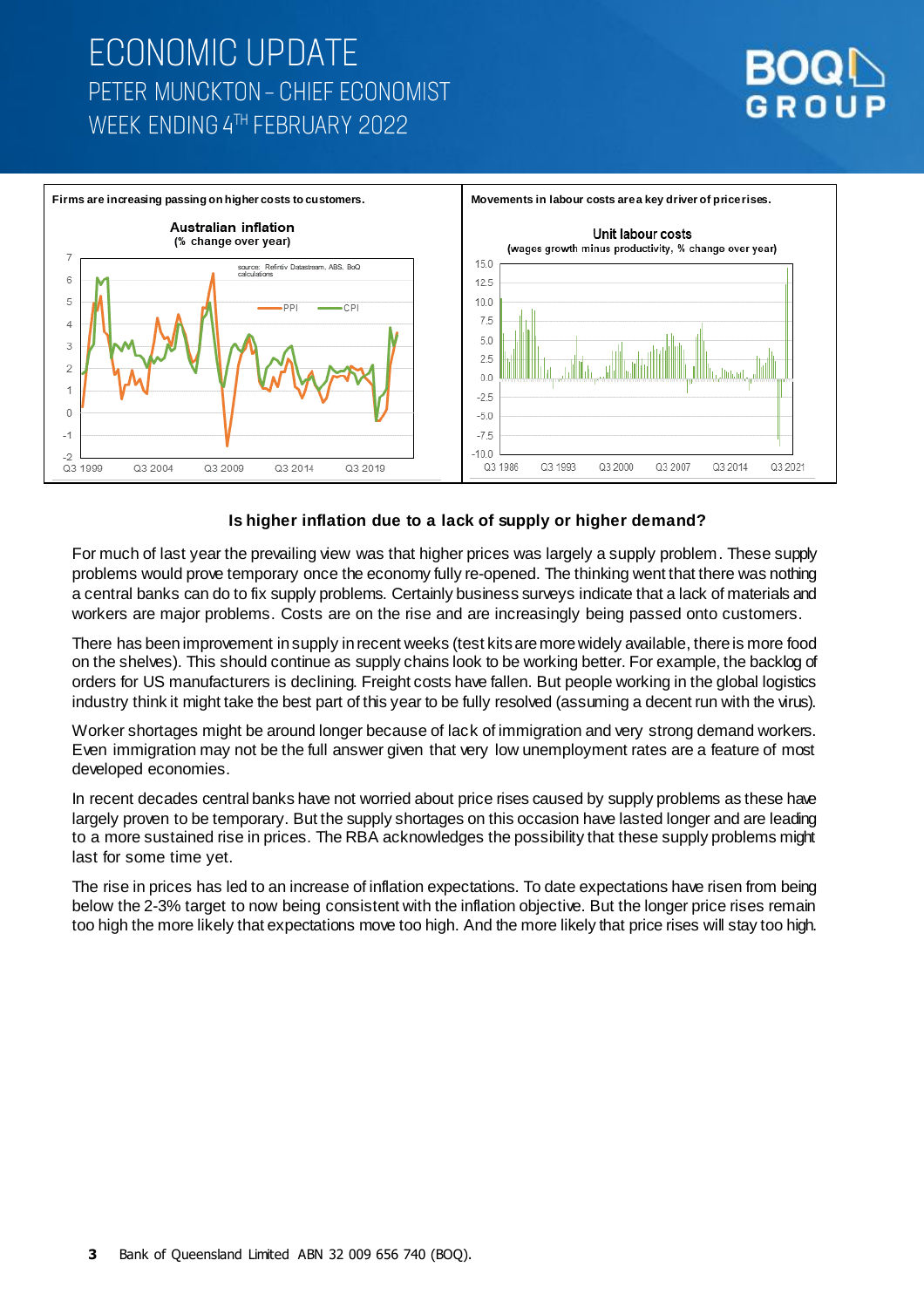Firms are increasing passing on higher costs to customers.

Movements in labour costs are a key driver of price rises.

### Is higher inflation due to a lack of supply or higher demand?

For much of last year the prevailing view was that higher prices was largely a supply problem. These supply problems would prove temporary once the economy fully re-opened. The thinking went that there was nothing a central banks can do to fix supply problems. Certainly business surveys indicate that a lack of materials and workers are major problems. Costs are on the rise and are increasingly being passed onto customers.

There has been improvement in supply in recent weeks (test kits are more widely available, there is more food on the shelves). This should continue as supply chains look to be working better. For example, the backlog of orders for US manufacturers is declining. Freight costs have fallen. But people working in the global logistics industry think it might take the best part of this year to be fully resolved (assuming a decent run with the virus).

Worker shortages might be around longer because of lack of immigration and very strong demand workers. Even immigration may not be the full answer given that very low unemployment rates are a feature of most developed economies.

In recent decades central banks have not worried about price rises caused by supply problems as these have largely proven to be temporary. But the supply shortages on this occasion have lasted longer and are leading to a more sustained rise in prices. The RBA acknowledges the possibility that these supply problems might last for some time yet.

The rise in prices has led to an increase of inflation expectations. To date expectations have risen from being below the 2-3% target to now being consistent with the inflation objective. But the longer price rises remain too high the more likely that expectations move too high. And the more likely that price rises will stay too high.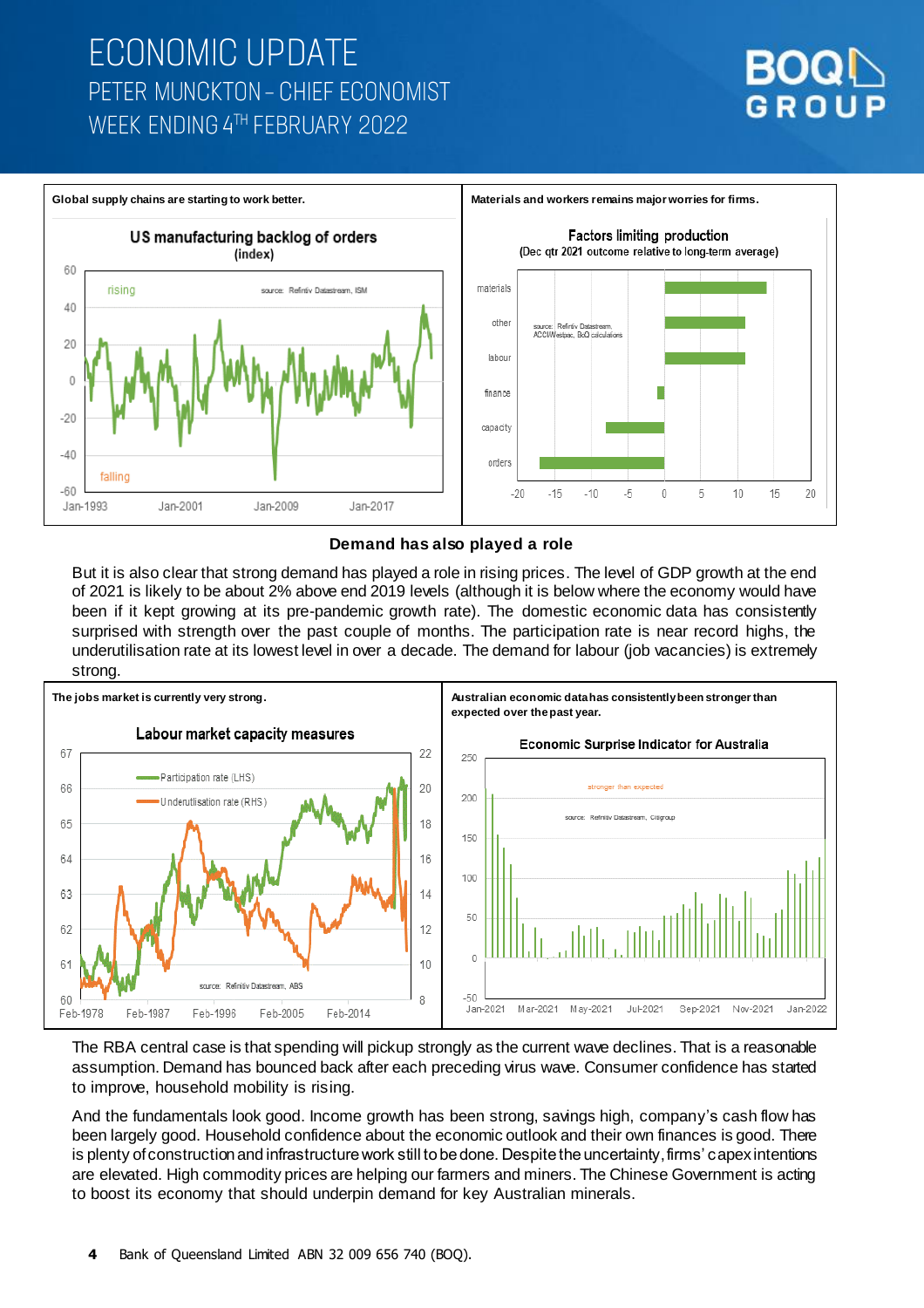Global supply chains are starting to work better.

Materials and workers remains major worries for firms.

## Demand has also played a role

But it is also clear that strong demand has played a role in rising prices. The level of GDP growth at the end of 2021 is likely to be about 2% above end 2019 levels (although it is below where the economy would have been if it kept growing at its pre-pandemic growth rate). The domestic economic data has consistently surprised with strength over the past couple of months. The participation rate is near record highs, the underutilisation rate at its lowest level in over a decade. The demand for labour (job vacancies) is extremely strong.

The jobs market is currently very strong.

Australian economic data has consistently been stronger than expected over the past year.

The RBA central case is that spending will pickup strongly as the current wave declines. That is a reasonable assumption. Demand has bounced back after each preceding virus wave. Consumer confidence has started to improve, household mobility is rising.

And the fundamentals look good. Income growth has been strong, savings high, company's cash flow has been largely good. Household confidence about the economic outlook and their own finances is good. There is plenty of construction and infrastructure work still to be done. Despite the uncertainty, firms' capex intentions are elevated. High commodity prices are helping our farmers and miners. The Chinese Government is acting to boost its economy that should underpin demand for key Australian minerals.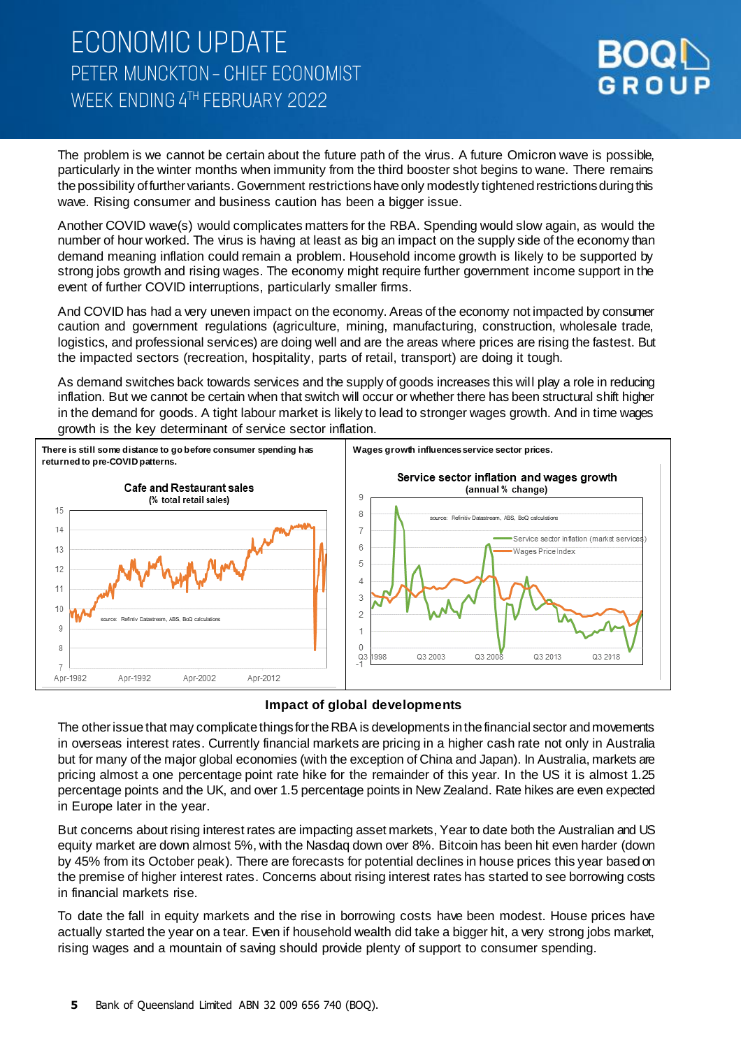The problem is we cannot be certain about the future path of the virus. A future Omicron wave is possible, particularly in the winter months when immunity from the third booster shot begins to wane. There remains the possibility of further variants. Government restrictions have only modestly tightened restrictions during this wave. Rising consumer and business caution has been a bigger issue.

Another COVID wave(s) would complicates matters for the RBA. Spending would slow again, as would the number of hour worked. The virus is having at least as big an impact on the supply side of the economy than demand meaning inflation could remain a problem. Household income growth is likely to be supported by strong jobs growth and rising wages. The economy might require further government income support in the event of further COVID interruptions, particularly smaller firms.

And COVID has had a very uneven impact on the economy. Areas of the economy not impacted by consumer caution and government regulations (agriculture, mining, manufacturing, construction, wholesale trade, logistics, and professional services) are doing well and are the areas where prices are rising the fastest. But the impacted sectors (recreation, hospitality, parts of retail, transport) are doing it tough.

As demand switches back towards services and the supply of goods increases this will play a role in reducing inflation. But we cannot be certain when that switch will occur or whether there has been structural shift higher in the demand for goods. A tight labour market is likely to lead to stronger wages growth. And in time wages growth is the key determinant of service sector inflation.

**There is still some distance to go before consumer spending has returned to pre-COVID patterns.**

**Wages growth influences service sector prices.**

### Impact of global developments

The other issue that may complicate things for the RBA is developments in the financial sector and movements in overseas interest rates. Currently financial markets are pricing in a higher cash rate not only in Australia but for many of the major global economies (with the exception of China and Japan). In Australia, markets are pricing almost a one percentage point rate hike for the remainder of this year. In the US it is almost 1.25 percentage points and the UK, and over 1.5 percentage points in New Zealand. Rate hikes are even expected in Europe later in the year.

But concerns about rising interest rates are impacting asset markets, Year to date both the Australian and US equity market are down almost 5%, with the Nasdaq down over 8%. Bitcoin has been hit even harder (down by 45% from its October peak). There are forecasts for potential declines in house prices this year based on the premise of higher interest rates. Concerns about rising interest rates has started to see borrowing costs in financial markets rise.

To date the fall in equity markets and the rise in borrowing costs have been modest. House prices have actually started the year on a tear. Even if household wealth did take a bigger hit, a very strong jobs market, rising wages and a mountain of saving should provide plenty of support to consumer spending.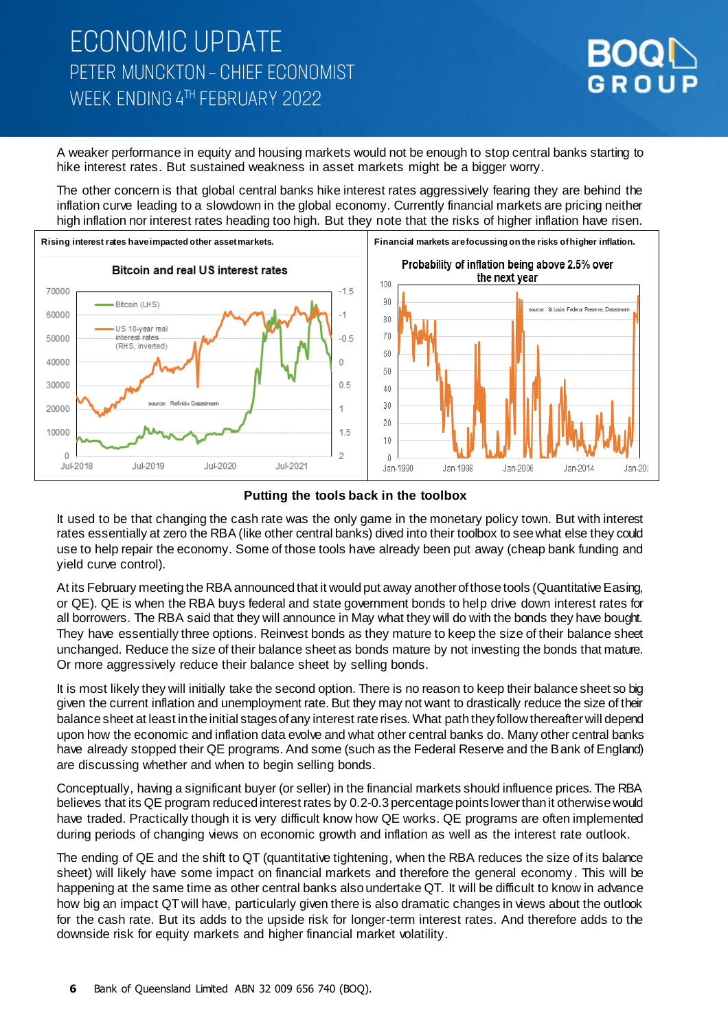A weaker performance in equity and housing markets would not be enough to stop central banks starting to hike interest rates. But sustained weakness in asset markets might be a bigger worry.

The other concern is that global central banks hike interest rates aggressively fearing they are behind the inflation curve leading to a slowdown in the global economy. Currently financial markets are pricing neither high inflation nor interest rates heading too high. But they note that the risks of higher inflation have risen.

**Rising interest rates have impacted other asset markets.**

**Financial markets are focussing on the risks of higher inflation.**

### Putting the tools back in the toolbox

It used to be that changing the cash rate was the only game in the monetary policy town. But with interest rates essentially at zero the RBA (like other central banks) dived into their toolbox to see what else they could use to help repair the economy. Some of those tools have already been put away (cheap bank funding and yield curve control).

At its February meeting the RBA announced that it would put away another of those tools (Quantitative Easing, or QE). QE is when the RBA buys federal and state government bonds to help drive down interest rates for all borrowers. The RBA said that they will announce in May what they will do with the bonds they have bought. They have essentially three options. Reinvest bonds as they mature to keep the size of their balance sheet unchanged. Reduce the size of their balance sheet as bonds mature by not investing the bonds that mature. Or more aggressively reduce their balance sheet by selling bonds.

It is most likely they will initially take the second option. There is no reason to keep their balance sheet so big given the current inflation and unemployment rate. But they may not want to drastically reduce the size of their balance sheet at least in the initial stages of any interest rate rises. What path they follow thereafter will depend upon how the economic and inflation data evolve and what other central banks do. Many other central banks have already stopped their QE programs. And some (such as the Federal Reserve and the Bank of England) are discussing whether and when to begin selling bonds.

Conceptually, having a significant buyer (or seller) in the financial markets should influence prices. The RBA believes that its QE program reduced interest rates by 0.2-0.3 percentage points lower than it otherwise would have traded. Practically though it is very difficult know how QE works. QE programs are often implemented during periods of changing views on economic growth and inflation as well as the interest rate outlook.

The ending of QE and the shift to QT (quantitative tightening, when the RBA reduces the size of its balance sheet) will likely have some impact on financial markets and therefore the general economy. This will be happening at the same time as other central banks also undertake QT. It will be difficult to know in advance how big an impact QT will have, particularly given there is also dramatic changes in views about the outlook for the cash rate. But its adds to the upside risk for longer-term interest rates. And therefore adds to the downside risk for equity markets and higher financial market volatility.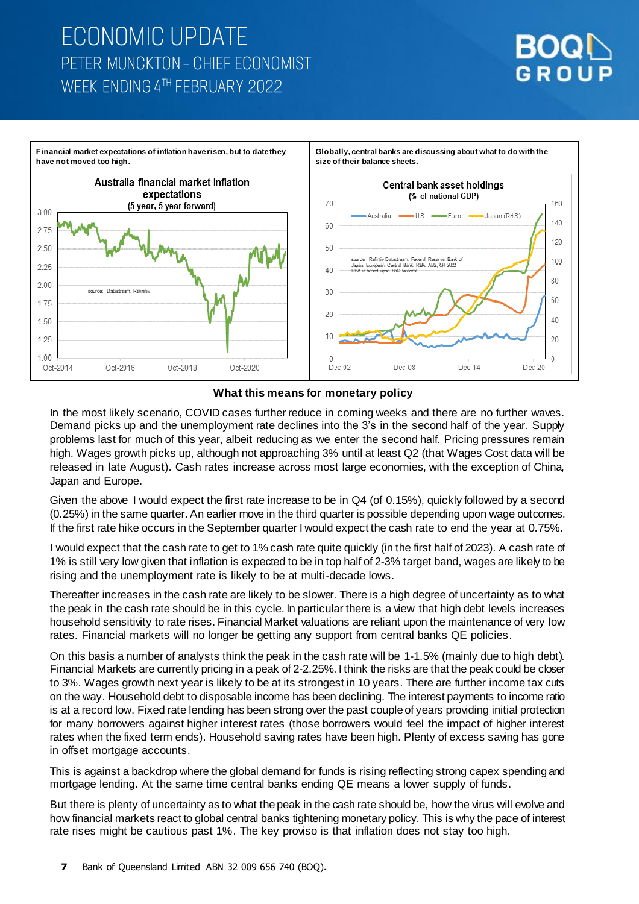Financial market expectations of inflation have risen, but to date they have not moved too high.

Globally, central banks are discussing about what to do with the size of their balance sheets.

## What this means for monetary policy

In the most likely scenario, COVID cases further reduce in coming weeks and there are no further waves. Demand picks up and the unemployment rate declines into the 3's in the second half of the year. Supply problems last for much of this year, albeit reducing as we enter the second half. Pricing pressures remain high. Wages growth picks up, although not approaching 3% until at least Q2 (that Wages Cost data will be released in late August). Cash rates increase across most large economies, with the exception of China, Japan and Europe.

Given the above I would expect the first rate increase to be in Q4 (of 0.15%), quickly followed by a second (0.25%) in the same quarter. An earlier move in the third quarter is possible depending upon wage outcomes. If the first rate hike occurs in the September quarter I would expect the cash rate to end the year at 0.75%.

I would expect that the cash rate to get to 1% cash rate quite quickly (in the first half of 2023). A cash rate of 1% is still very low given that inflation is expected to be in top half of 2-3% target band, wages are likely to be rising and the unemployment rate is likely to be at multi-decade lows.

Thereafter increases in the cash rate are likely to be slower. There is a high degree of uncertainty as to what the peak in the cash rate should be in this cycle. In particular there is a view that high debt levels increases household sensitivity to rate rises. Financial Market valuations are reliant upon the maintenance of very low rates. Financial markets will no longer be getting any support from central banks QE policies.

On this basis a number of analysts think the peak in the cash rate will be 1-1.5% (mainly due to high debt). Financial Markets are currently pricing in a peak of 2-2.25%. I think the risks are that the peak could be closer to 3%. Wages growth next year is likely to be at its strongest in 10 years. There are further income tax cuts on the way. Household debt to disposable income has been declining. The interest payments to income ratio is at a record low. Fixed rate lending has been strong over the past couple of years providing initial protection for many borrowers against higher interest rates (those borrowers would feel the impact of higher interest rates when the fixed term ends). Household saving rates have been high. Plenty of excess saving has gone in offset mortgage accounts.

This is against a backdrop where the global demand for funds is rising reflecting strong capex spending and mortgage lending. At the same time central banks ending QE means a lower supply of funds.

But there is plenty of uncertainty as to what the peak in the cash rate should be, how the virus will evolve and how financial markets react to global central banks tightening monetary policy. This is why the pace of interest rate rises might be cautious past 1%. The key proviso is that inflation does not stay too high.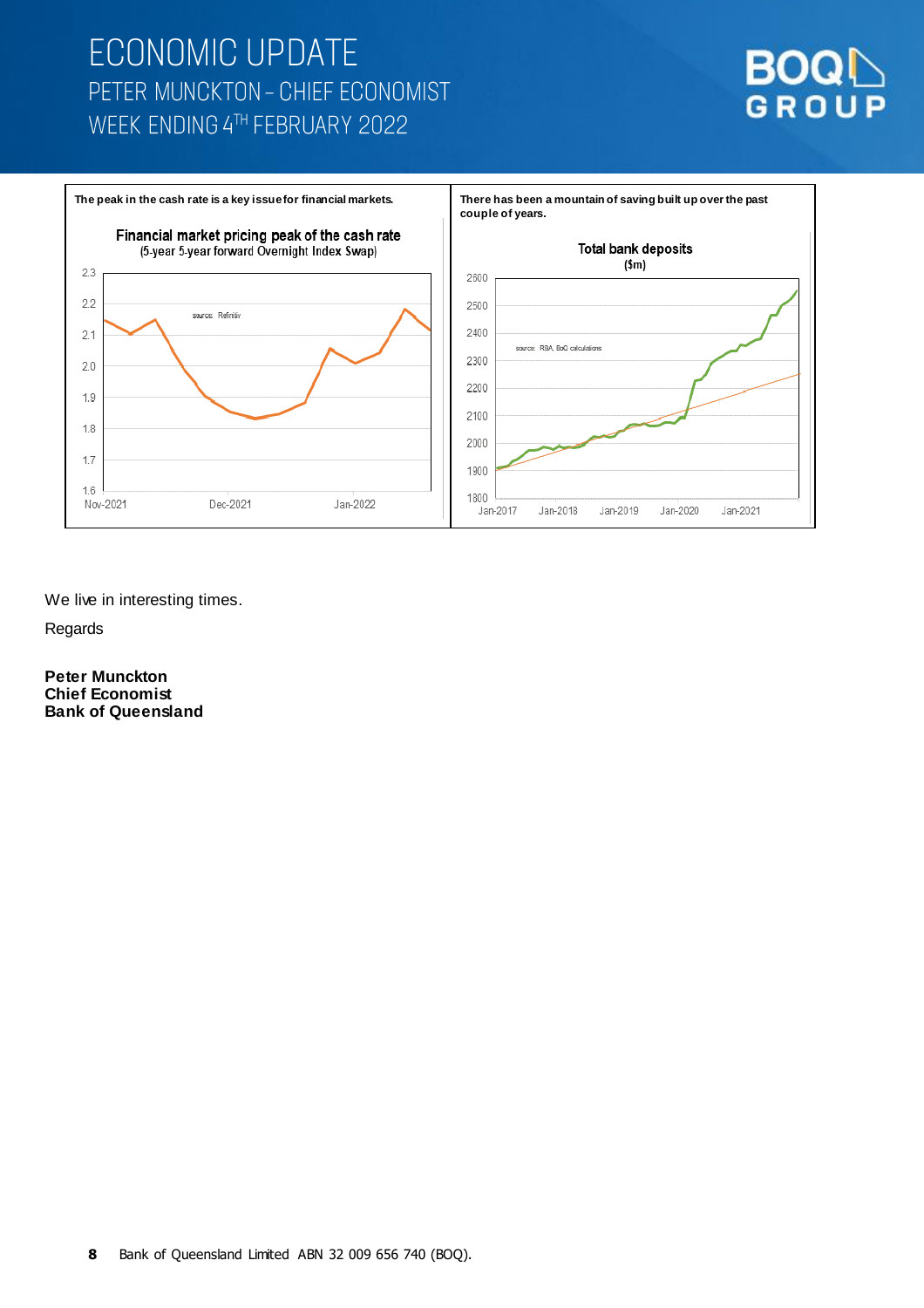The peak in the cash rate is a key issue for financial markets.

Financial market pricing peak of the cash rate
(5-year 5-year forward Overnight Index Swap)

2.3
2.2
2.1
2.0
1.9
1.8
1.7
1.6

source: Refinitiv

Nov-2021
Dec-2021
Jan-2022

There has been a mountain of saving built up over the past couple of years.

Total bank deposits
($m)

2600
2500
2400
2300
2200
2100
2000
1900
1800

source: RBA, BoQ calculations

Jan-2017
Jan-2018
Jan-2019
Jan-2020
Jan-2021

We live in interesting times.

Regards

**Peter Munckton**
**Chief Economist**
**Bank of Queensland**